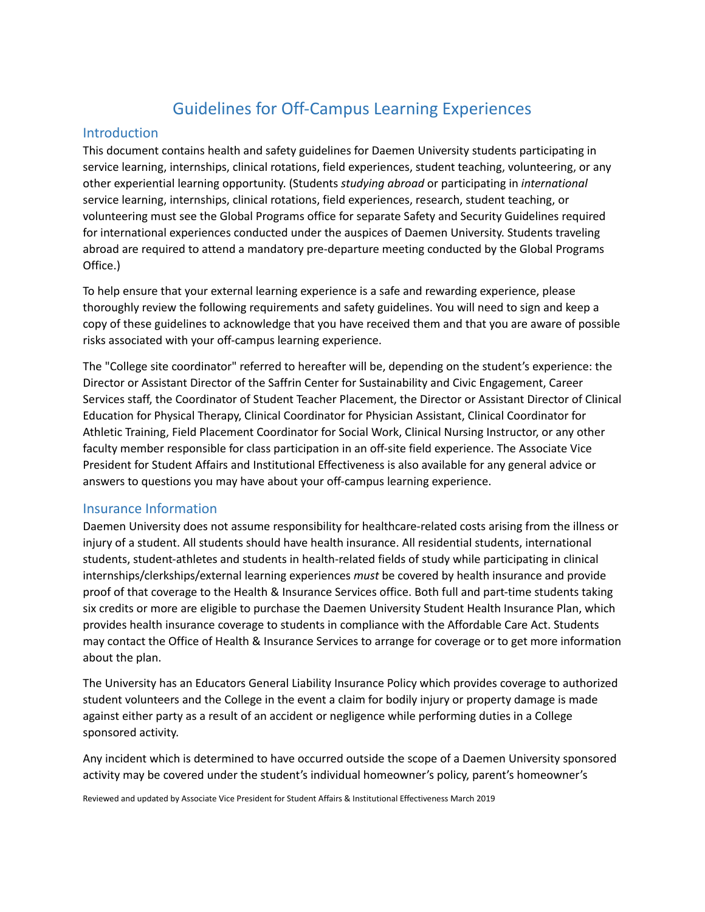# Guidelines for Off-Campus Learning Experiences

## Introduction

This document contains health and safety guidelines for Daemen University students participating in service learning, internships, clinical rotations, field experiences, student teaching, volunteering, or any other experiential learning opportunity. (Students *studying abroad* or participating in *international* service learning, internships, clinical rotations, field experiences, research, student teaching, or volunteering must see the Global Programs office for separate Safety and Security Guidelines required for international experiences conducted under the auspices of Daemen University. Students traveling abroad are required to attend a mandatory pre-departure meeting conducted by the Global Programs Office.)

To help ensure that your external learning experience is a safe and rewarding experience, please thoroughly review the following requirements and safety guidelines. You will need to sign and keep a copy of these guidelines to acknowledge that you have received them and that you are aware of possible risks associated with your off-campus learning experience.

The "College site coordinator" referred to hereafter will be, depending on the student's experience: the Director or Assistant Director of the Saffrin Center for Sustainability and Civic Engagement, Career Services staff, the Coordinator of Student Teacher Placement, the Director or Assistant Director of Clinical Education for Physical Therapy, Clinical Coordinator for Physician Assistant, Clinical Coordinator for Athletic Training, Field Placement Coordinator for Social Work, Clinical Nursing Instructor, or any other faculty member responsible for class participation in an off-site field experience. The Associate Vice President for Student Affairs and Institutional Effectiveness is also available for any general advice or answers to questions you may have about your off-campus learning experience.

## Insurance Information

Daemen University does not assume responsibility for healthcare-related costs arising from the illness or injury of a student. All students should have health insurance. All residential students, international students, student-athletes and students in health-related fields of study while participating in clinical internships/clerkships/external learning experiences *must* be covered by health insurance and provide proof of that coverage to the Health & Insurance Services office. Both full and part-time students taking six credits or more are eligible to purchase the Daemen University Student Health Insurance Plan, which provides health insurance coverage to students in compliance with the Affordable Care Act. Students may contact the Office of Health & Insurance Services to arrange for coverage or to get more information about the plan.

The University has an Educators General Liability Insurance Policy which provides coverage to authorized student volunteers and the College in the event a claim for bodily injury or property damage is made against either party as a result of an accident or negligence while performing duties in a College sponsored activity.

Any incident which is determined to have occurred outside the scope of a Daemen University sponsored activity may be covered under the student's individual homeowner's policy, parent's homeowner's

Reviewed and updated by Associate Vice President for Student Affairs & Institutional Effectiveness March 2019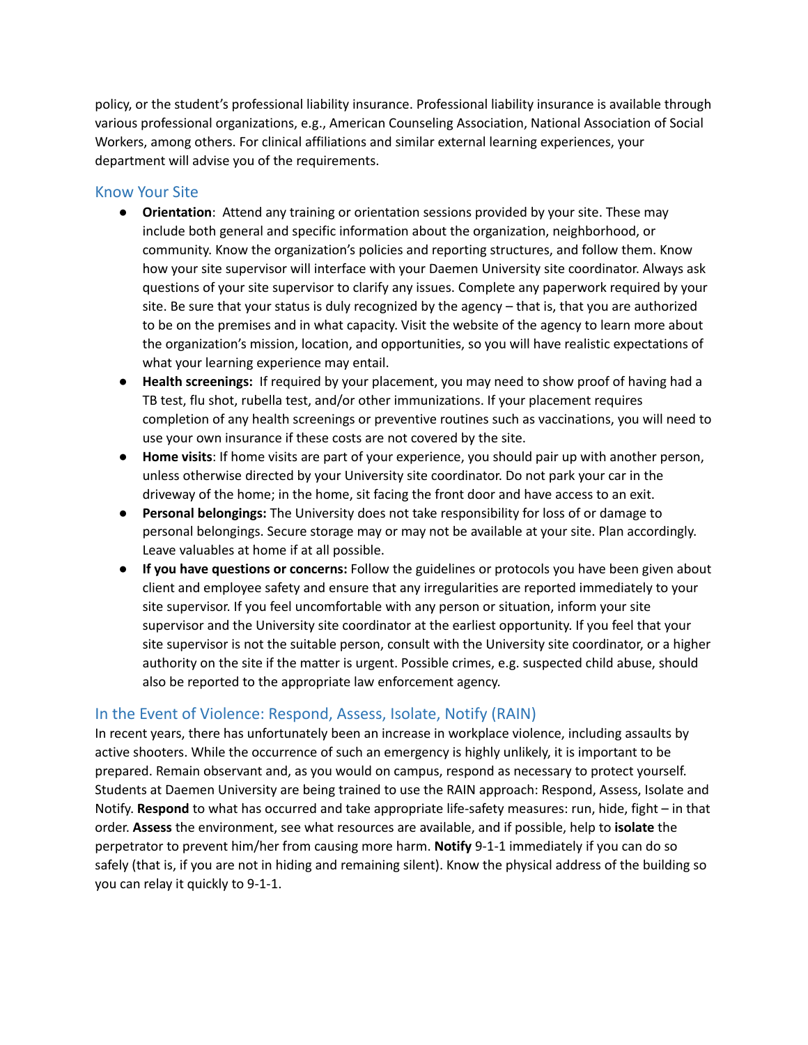policy, or the student's professional liability insurance. Professional liability insurance is available through various professional organizations, e.g., American Counseling Association, National Association of Social Workers, among others. For clinical affiliations and similar external learning experiences, your department will advise you of the requirements.

## Know Your Site

- **Orientation**: Attend any training or orientation sessions provided by your site. These may include both general and specific information about the organization, neighborhood, or community. Know the organization's policies and reporting structures, and follow them. Know how your site supervisor will interface with your Daemen University site coordinator. Always ask questions of your site supervisor to clarify any issues. Complete any paperwork required by your site. Be sure that your status is duly recognized by the agency – that is, that you are authorized to be on the premises and in what capacity. Visit the website of the agency to learn more about the organization's mission, location, and opportunities, so you will have realistic expectations of what your learning experience may entail.
- **Health screenings:** If required by your placement, you may need to show proof of having had a TB test, flu shot, rubella test, and/or other immunizations. If your placement requires completion of any health screenings or preventive routines such as vaccinations, you will need to use your own insurance if these costs are not covered by the site.
- **Home visits**: If home visits are part of your experience, you should pair up with another person, unless otherwise directed by your University site coordinator. Do not park your car in the driveway of the home; in the home, sit facing the front door and have access to an exit.
- **Personal belongings:** The University does not take responsibility for loss of or damage to personal belongings. Secure storage may or may not be available at your site. Plan accordingly. Leave valuables at home if at all possible.
- **If you have questions or concerns:** Follow the guidelines or protocols you have been given about client and employee safety and ensure that any irregularities are reported immediately to your site supervisor. If you feel uncomfortable with any person or situation, inform your site supervisor and the University site coordinator at the earliest opportunity. If you feel that your site supervisor is not the suitable person, consult with the University site coordinator, or a higher authority on the site if the matter is urgent. Possible crimes, e.g. suspected child abuse, should also be reported to the appropriate law enforcement agency.

## In the Event of Violence: Respond, Assess, Isolate, Notify (RAIN)

In recent years, there has unfortunately been an increase in workplace violence, including assaults by active shooters. While the occurrence of such an emergency is highly unlikely, it is important to be prepared. Remain observant and, as you would on campus, respond as necessary to protect yourself. Students at Daemen University are being trained to use the RAIN approach: Respond, Assess, Isolate and Notify. **Respond** to what has occurred and take appropriate life-safety measures: run, hide, fight – in that order. **Assess** the environment, see what resources are available, and if possible, help to **isolate** the perpetrator to prevent him/her from causing more harm. **Notify** 9-1-1 immediately if you can do so safely (that is, if you are not in hiding and remaining silent). Know the physical address of the building so you can relay it quickly to 9-1-1.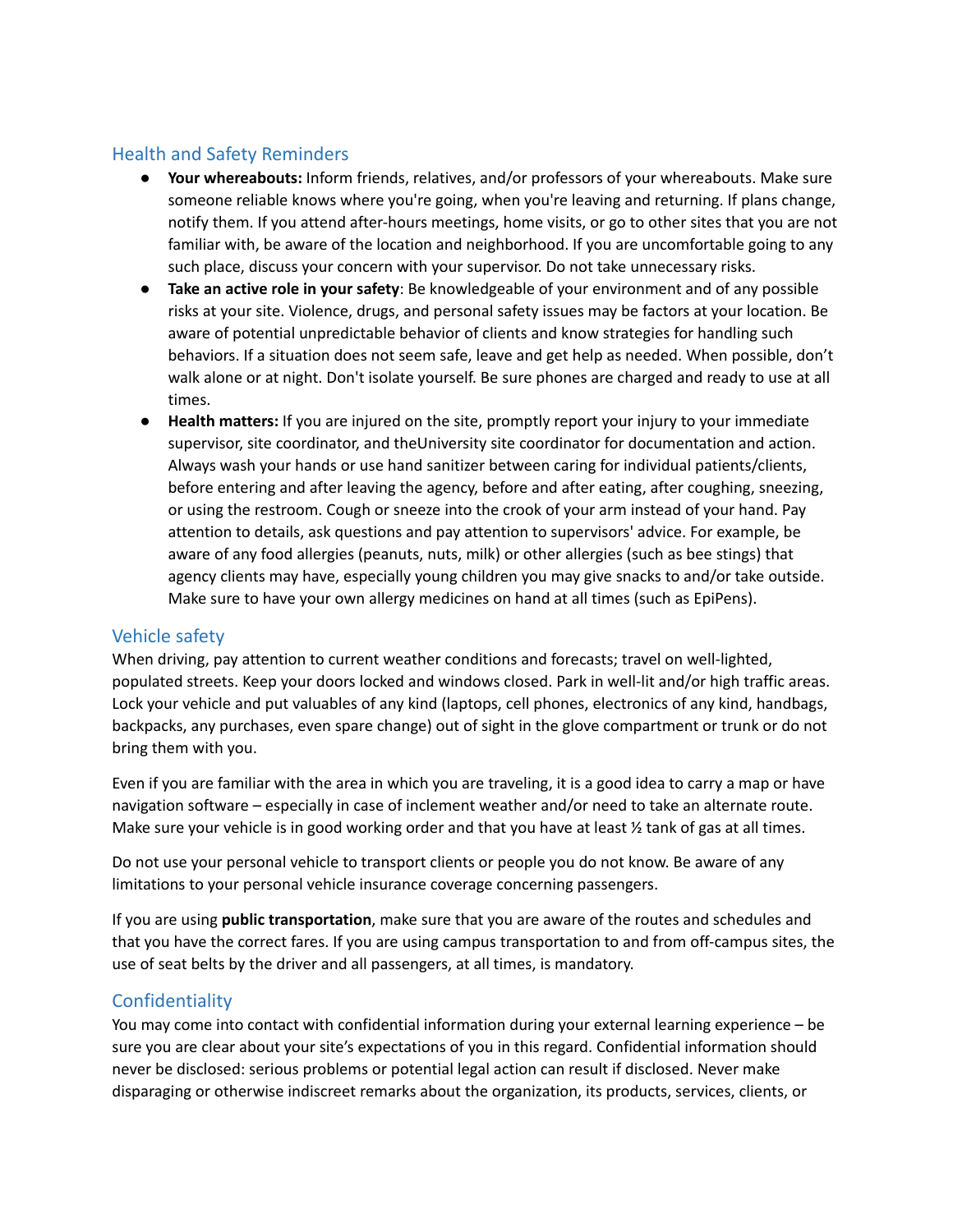## Health and Safety Reminders

- **Your whereabouts:** Inform friends, relatives, and/or professors of your whereabouts. Make sure someone reliable knows where you're going, when you're leaving and returning. If plans change, notify them. If you attend after-hours meetings, home visits, or go to other sites that you are not familiar with, be aware of the location and neighborhood. If you are uncomfortable going to any such place, discuss your concern with your supervisor. Do not take unnecessary risks.
- **Take an active role in your safety**: Be knowledgeable of your environment and of any possible risks at your site. Violence, drugs, and personal safety issues may be factors at your location. Be aware of potential unpredictable behavior of clients and know strategies for handling such behaviors. If a situation does not seem safe, leave and get help as needed. When possible, don't walk alone or at night. Don't isolate yourself. Be sure phones are charged and ready to use at all times.
- **Health matters:** If you are injured on the site, promptly report your injury to your immediate supervisor, site coordinator, and theUniversity site coordinator for documentation and action. Always wash your hands or use hand sanitizer between caring for individual patients/clients, before entering and after leaving the agency, before and after eating, after coughing, sneezing, or using the restroom. Cough or sneeze into the crook of your arm instead of your hand. Pay attention to details, ask questions and pay attention to supervisors' advice. For example, be aware of any food allergies (peanuts, nuts, milk) or other allergies (such as bee stings) that agency clients may have, especially young children you may give snacks to and/or take outside. Make sure to have your own allergy medicines on hand at all times (such as EpiPens).

## Vehicle safety

When driving, pay attention to current weather conditions and forecasts; travel on well-lighted, populated streets. Keep your doors locked and windows closed. Park in well-lit and/or high traffic areas. Lock your vehicle and put valuables of any kind (laptops, cell phones, electronics of any kind, handbags, backpacks, any purchases, even spare change) out of sight in the glove compartment or trunk or do not bring them with you.

Even if you are familiar with the area in which you are traveling, it is a good idea to carry a map or have navigation software – especially in case of inclement weather and/or need to take an alternate route. Make sure your vehicle is in good working order and that you have at least ½ tank of gas at all times.

Do not use your personal vehicle to transport clients or people you do not know. Be aware of any limitations to your personal vehicle insurance coverage concerning passengers.

If you are using **public transportation**, make sure that you are aware of the routes and schedules and that you have the correct fares. If you are using campus transportation to and from off-campus sites, the use of seat belts by the driver and all passengers, at all times, is mandatory.

## Confidentiality

You may come into contact with confidential information during your external learning experience – be sure you are clear about your site's expectations of you in this regard. Confidential information should never be disclosed: serious problems or potential legal action can result if disclosed. Never make disparaging or otherwise indiscreet remarks about the organization, its products, services, clients, or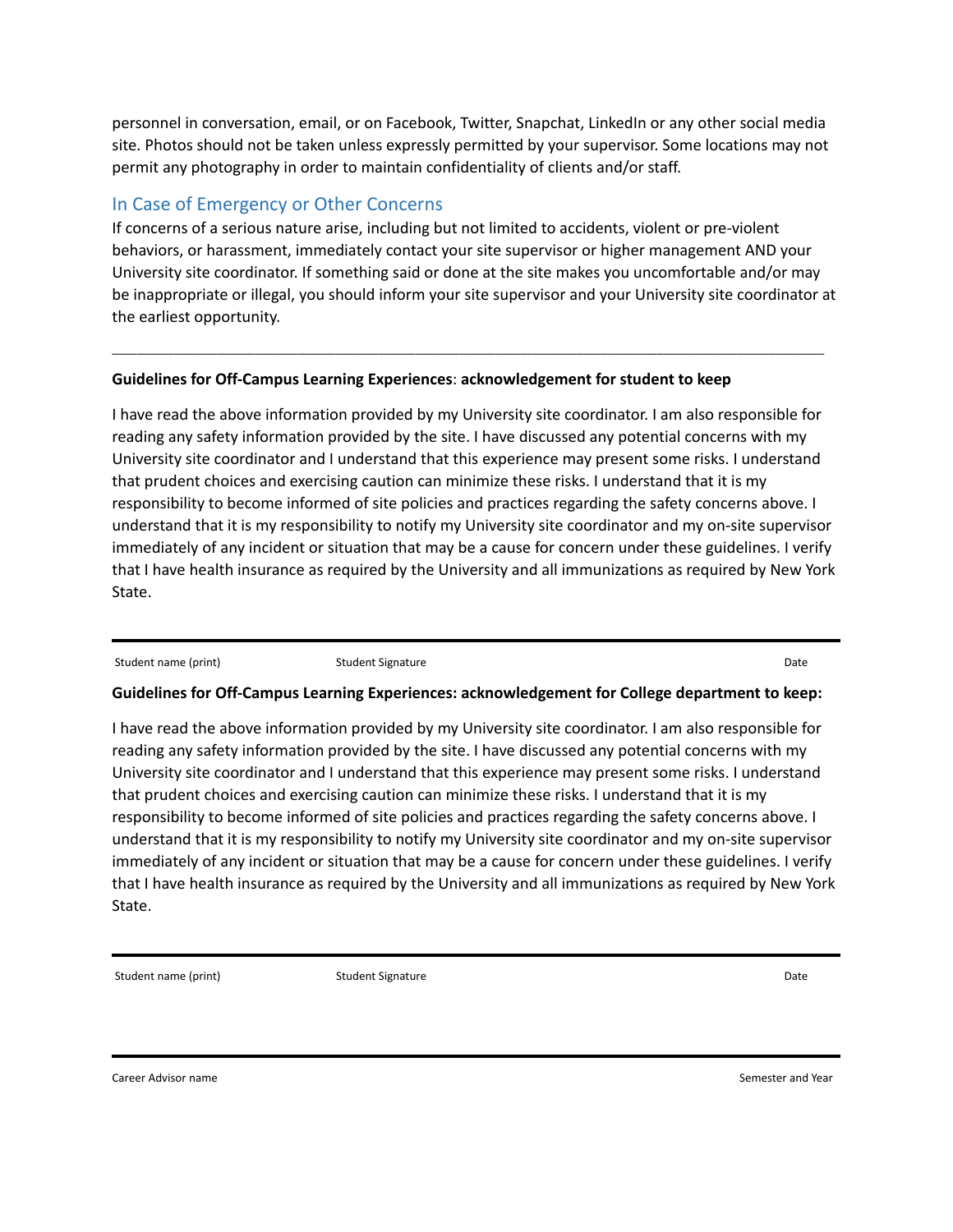personnel in conversation, email, or on Facebook, Twitter, Snapchat, LinkedIn or any other social media site. Photos should not be taken unless expressly permitted by your supervisor. Some locations may not permit any photography in order to maintain confidentiality of clients and/or staff.

## In Case of Emergency or Other Concerns

If concerns of a serious nature arise, including but not limited to accidents, violent or pre-violent behaviors, or harassment, immediately contact your site supervisor or higher management AND your University site coordinator. If something said or done at the site makes you uncomfortable and/or may be inappropriate or illegal, you should inform your site supervisor and your University site coordinator at the earliest opportunity.

---

**Guidelines for Off-Campus Learning Experiences**: **acknowledgement for student to keep**

I have read the above information provided by my University site coordinator. I am also responsible for reading any safety information provided by the site. I have discussed any potential concerns with my University site coordinator and I understand that this experience may present some risks. I understand that prudent choices and exercising caution can minimize these risks. I understand that it is my responsibility to become informed of site policies and practices regarding the safety concerns above. I understand that it is my responsibility to notify my University site coordinator and my on-site supervisor immediately of any incident or situation that may be a cause for concern under these guidelines. I verify that I have health insurance as required by the University and all immunizations as required by New York State.

---

Student name (print) Student Signature Date

**Guidelines for Off-Campus Learning Experiences: acknowledgement for College department to keep:**

I have read the above information provided by my University site coordinator. I am also responsible for reading any safety information provided by the site. I have discussed any potential concerns with my University site coordinator and I understand that this experience may present some risks. I understand that prudent choices and exercising caution can minimize these risks. I understand that it is my responsibility to become informed of site policies and practices regarding the safety concerns above. I understand that it is my responsibility to notify my University site coordinator and my on-site supervisor immediately of any incident or situation that may be a cause for concern under these guidelines. I verify that I have health insurance as required by the University and all immunizations as required by New York State.

---

Student name (print) Student Signature Date

---

Career Advisor name Semester and Year